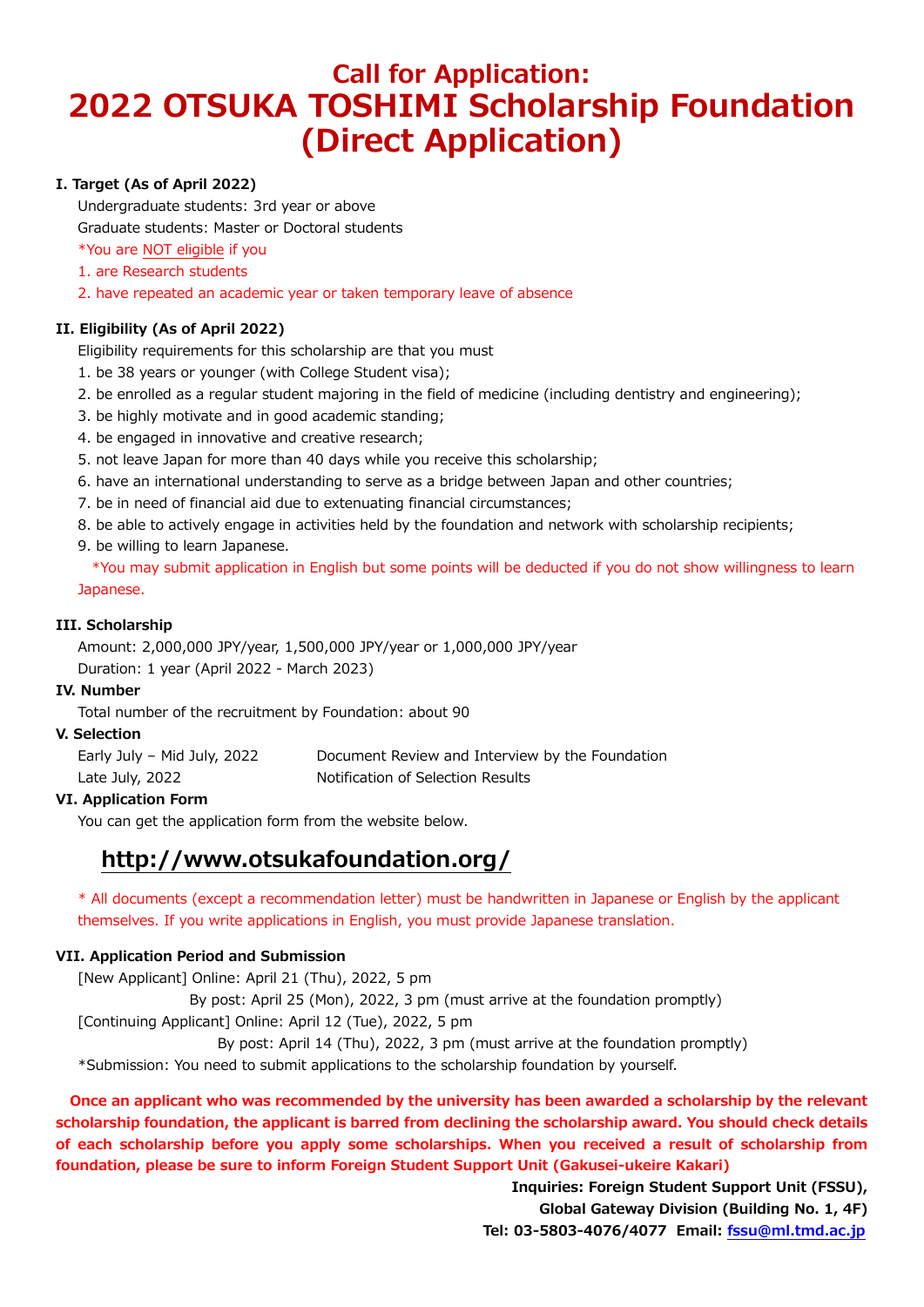# Call for Application:
# 2022 OTSUKA TOSHIMI Scholarship Foundation (Direct Application)

**I. Target (As of April 2022)**

Undergraduate students: 3rd year or above

Graduate students: Master or Doctoral students

*You are NOT eligible if you

1. are Research students
2. have repeated an academic year or taken temporary leave of absence

**II. Eligibility (As of April 2022)**

Eligibility requirements for this scholarship are that you must

1. be 38 years or younger (with College Student visa);
2. be enrolled as a regular student majoring in the field of medicine (including dentistry and engineering);
3. be highly motivate and in good academic standing;
4. be engaged in innovative and creative research;
5. not leave Japan for more than 40 days while you receive this scholarship;
6. have an international understanding to serve as a bridge between Japan and other countries;
7. be in need of financial aid due to extenuating financial circumstances;
8. be able to actively engage in activities held by the foundation and network with scholarship recipients;
9. be willing to learn Japanese.

*You may submit application in English but some points will be deducted if you do not show willingness to learn Japanese.

**III. Scholarship**

Amount: 2,000,000 JPY/year, 1,500,000 JPY/year or 1,000,000 JPY/year

Duration: 1 year (April 2022 - March 2023)

**IV. Number**

Total number of the recruitment by Foundation: about 90

**V. Selection**

| | |
|---|---|
| Early July – Mid July, 2022 | Document Review and Interview by the Foundation |
| Late July, 2022 | Notification of Selection Results |

**VI. Application Form**

You can get the application form from the website below.

## http://www.otsukafoundation.org/

* All documents (except a recommendation letter) must be handwritten in Japanese or English by the applicant themselves. If you write applications in English, you must provide Japanese translation.

**VII. Application Period and Submission**

[New Applicant] Online: April 21 (Thu), 2022, 5 pm

By post: April 25 (Mon), 2022, 3 pm (must arrive at the foundation promptly)

[Continuing Applicant] Online: April 12 (Tue), 2022, 5 pm

By post: April 14 (Thu), 2022, 3 pm (must arrive at the foundation promptly)

*Submission: You need to submit applications to the scholarship foundation by yourself.

**Once an applicant who was recommended by the university has been awarded a scholarship by the relevant scholarship foundation, the applicant is barred from declining the scholarship award. You should check details of each scholarship before you apply some scholarships. When you received a result of scholarship from foundation, please be sure to inform Foreign Student Support Unit (Gakusei-ukeire Kakari)**

**Inquiries: Foreign Student Support Unit (FSSU),**
**Global Gateway Division (Building No. 1, 4F)**
**Tel: 03-5803-4076/4077 Email: fssu@ml.tmd.ac.jp**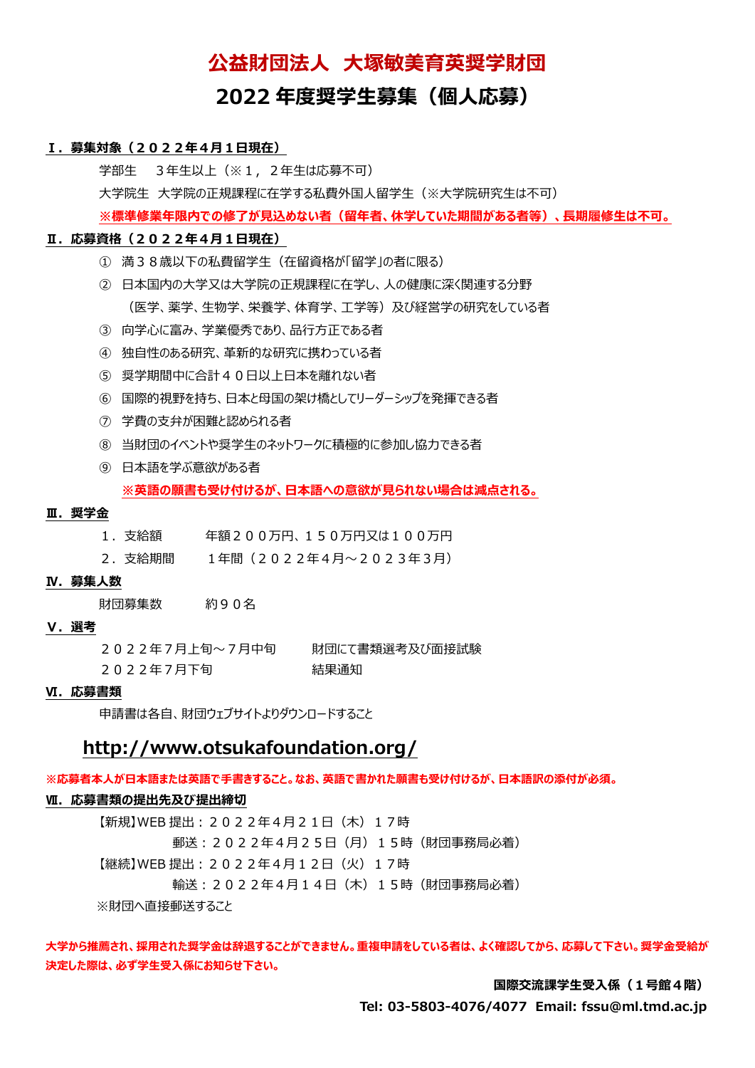# 公益財団法人　大塚敏美育英奨学財団

## 2022 年度奨学生募集（個人応募）

**Ⅰ．募集対象（２０２２年４月１日現在）**

学部生　 3 年生以上（※1，２年生は応募不可）

大学院生　大学院の正規課程に在学する私費外国人留学生（※大学院研究生は不可）

**※標準修業年限内での修了が見込めない者（留年者、休学していた期間がある者等）、長期履修生は不可。**

**Ⅱ．応募資格（２０２２年４月１日現在）**

① 満３８歳以下の私費留学生（在留資格が「留学」の者に限る）

② 日本国内の大学又は大学院の正規課程に在学し、人の健康に深く関連する分野（医学、薬学、生物学、栄養学、体育学、工学等）及び経営学の研究をしている者

③ 向学心に富み、学業優秀であり、品行方正である者

④ 独自性のある研究、革新的な研究に携わっている者

⑤ 奨学期間中に合計４０日以上日本を離れない者

⑥ 国際的視野を持ち、日本と母国の架け橋としてリーダーシップを発揮できる者

⑦ 学費の支弁が困難と認められる者

⑧ 当財団のイベントや奨学生のネットワークに積極的に参加し協力できる者

⑨ 日本語を学ぶ意欲がある者

**※英語の願書も受け付けるが、日本語への意欲が見られない場合は減点される。**

**Ⅲ．奨学金**

１．支給額　　年額２００万円、１５０万円又は１００万円

２．支給期間　　１年間（２０２２年４月～２０２３年３月）

**Ⅳ．募集人数**

財団募集数　　約９０名

**Ⅴ．選考**

２０２２年７月上旬～７月中旬　　財団にて書類選考及び面接試験

２０２２年７月下旬　　結果通知

**Ⅵ．応募書類**

申請書は各自、財団ウェブサイトよりダウンロードすること

**http://www.otsukafoundation.org/**

**※応募者本人が日本語または英語で手書きすること。なお、英語で書かれた願書も受け付けるが、日本語訳の添付が必須。**

**Ⅶ．応募書類の提出先及び提出締切**

【新規】WEB 提出：２０２２年４月２１日（木）１７時

郵送：２０２２年４月２５日（月）１５時（財団事務局必着）

【継続】WEB 提出：２０２２年４月１２日（火）１７時

輸送：２０２２年４月１４日（木）１５時（財団事務局必着）

※財団へ直接郵送すること

**大学から推薦され、採用された奨学金は辞退することができません。重複申請をしている者は、よく確認してから、応募して下さい。奨学金受給が決定した際は、必ず学生受入係にお知らせ下さい。**

**国際交流課学生受入係（１号館４階）**

**Tel: 03-5803-4076/4077　Email: fssu@ml.tmd.ac.jp**